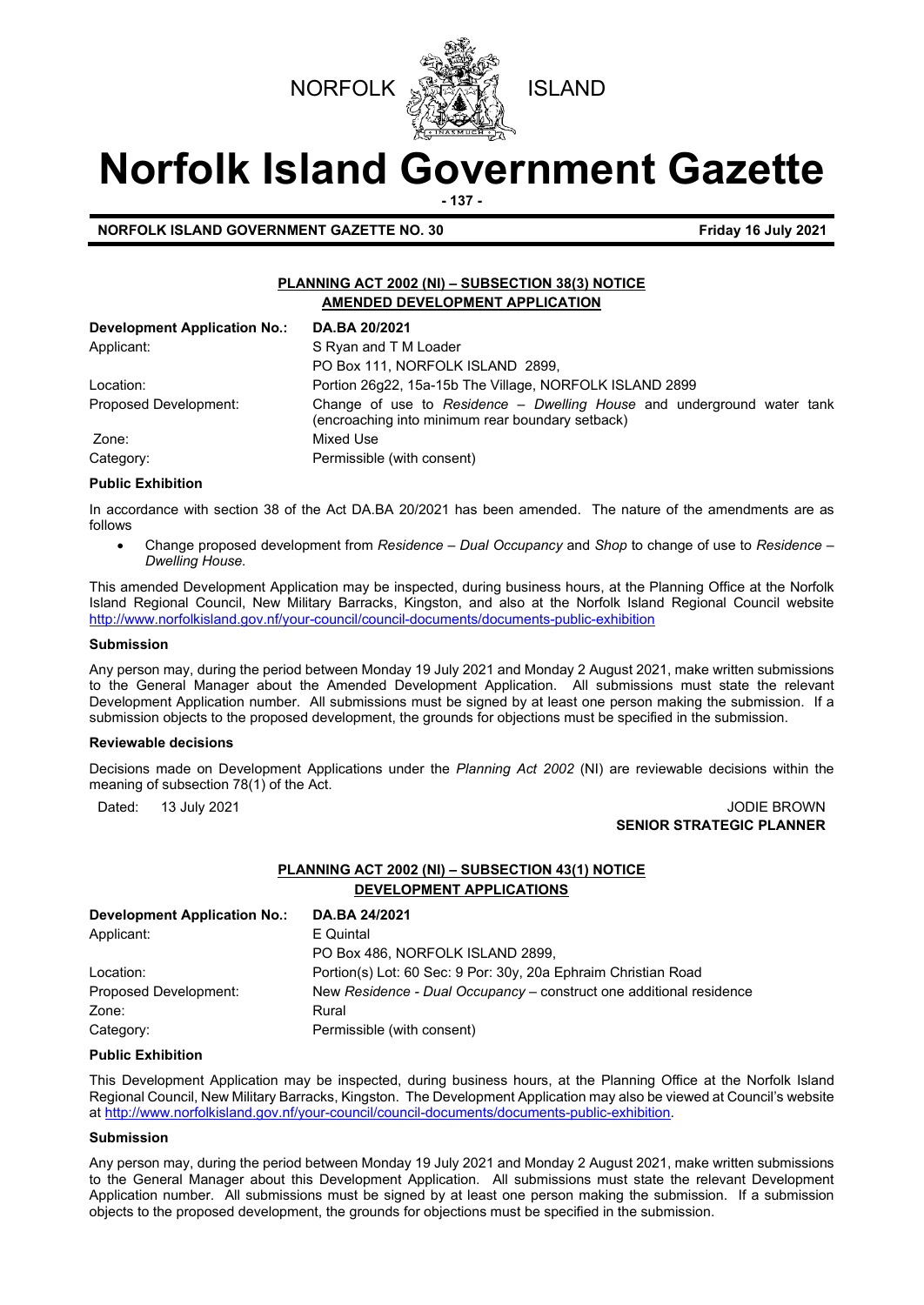NORFOLK ISLAND

# Norfolk Island Government Gazette

**NORFOLK ISLAND GOVERNMENT GAZETTE NO. 30** **Friday 16 July 2021**

## PLANNING ACT 2002 (NI) – SUBSECTION 38(3) NOTICE
## AMENDED DEVELOPMENT APPLICATION

| | |
|---|---|
| **Development Application No.:** | **DA.BA 20/2021** |
| Applicant: | S Ryan and T M Loader<br>PO Box 111, NORFOLK ISLAND 2899, |
| Location: | Portion 26g22, 15a-15b The Village, NORFOLK ISLAND 2899 |
| Proposed Development: | Change of use to *Residence – Dwelling House* and underground water tank (encroaching into minimum rear boundary setback) |
| Zone: | Mixed Use |
| Category: | Permissible (with consent) |

### Public Exhibition

In accordance with section 38 of the Act DA.BA 20/2021 has been amended. The nature of the amendments are as follows

- Change proposed development from *Residence – Dual Occupancy* and *Shop* to change of use to *Residence – Dwelling House.*

This amended Development Application may be inspected, during business hours, at the Planning Office at the Norfolk Island Regional Council, New Military Barracks, Kingston, and also at the Norfolk Island Regional Council website http://www.norfolkisland.gov.nf/your-council/council-documents/documents-public-exhibition

### Submission

Any person may, during the period between Monday 19 July 2021 and Monday 2 August 2021, make written submissions to the General Manager about the Amended Development Application. All submissions must state the relevant Development Application number. All submissions must be signed by at least one person making the submission. If a submission objects to the proposed development, the grounds for objections must be specified in the submission.

### Reviewable decisions

Decisions made on Development Applications under the *Planning Act 2002* (NI) are reviewable decisions within the meaning of subsection 78(1) of the Act.

Dated: 13 July 2021

JODIE BROWN
**SENIOR STRATEGIC PLANNER**

## PLANNING ACT 2002 (NI) – SUBSECTION 43(1) NOTICE
## DEVELOPMENT APPLICATIONS

| | |
|---|---|
| **Development Application No.:** | **DA.BA 24/2021** |
| Applicant: | E Quintal<br>PO Box 486, NORFOLK ISLAND 2899, |
| Location: | Portion(s) Lot: 60 Sec: 9 Por: 30y, 20a Ephraim Christian Road |
| Proposed Development: | New *Residence - Dual Occupancy* – construct one additional residence |
| Zone: | Rural |
| Category: | Permissible (with consent) |

### Public Exhibition

This Development Application may be inspected, during business hours, at the Planning Office at the Norfolk Island Regional Council, New Military Barracks, Kingston. The Development Application may also be viewed at Council's website at http://www.norfolkisland.gov.nf/your-council/council-documents/documents-public-exhibition.

### Submission

Any person may, during the period between Monday 19 July 2021 and Monday 2 August 2021, make written submissions to the General Manager about this Development Application. All submissions must state the relevant Development Application number. All submissions must be signed by at least one person making the submission. If a submission objects to the proposed development, the grounds for objections must be specified in the submission.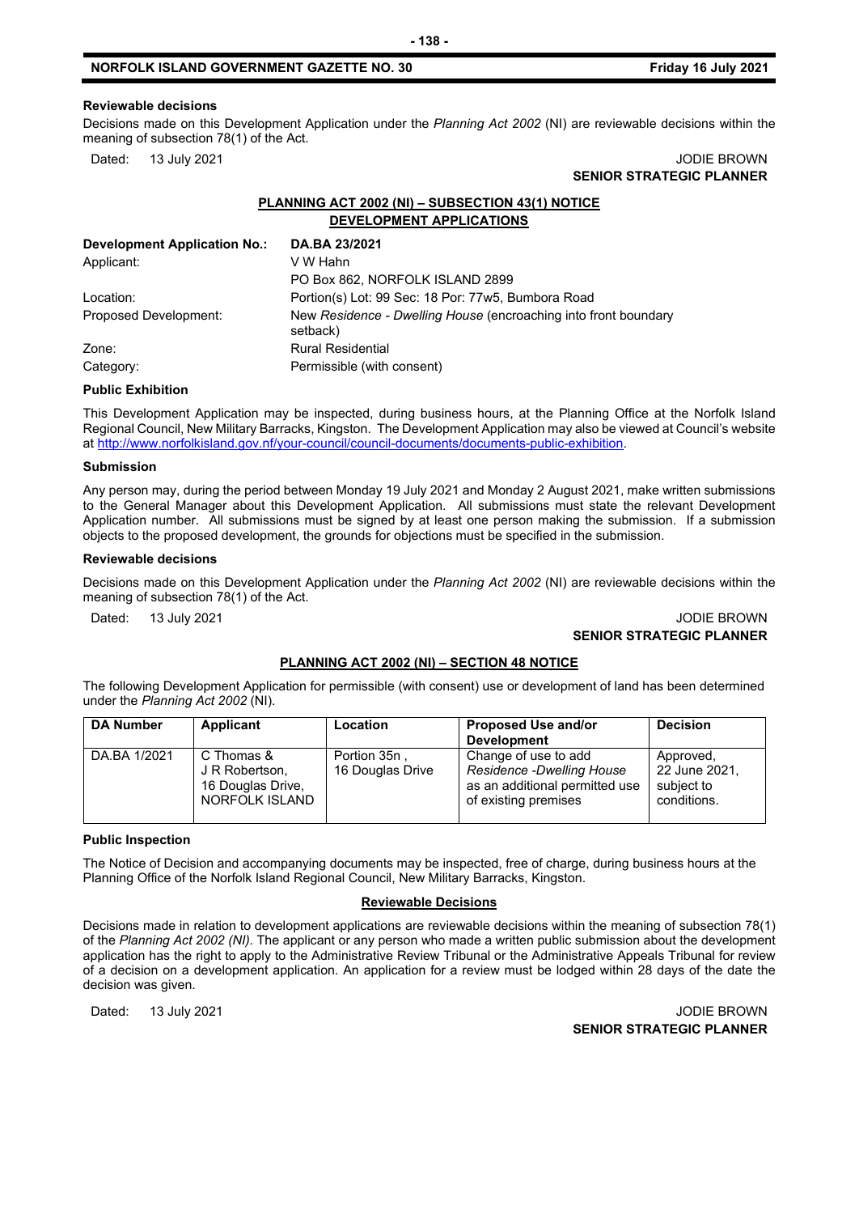#### Reviewable decisions

Decisions made on this Development Application under the *Planning Act 2002* (NI) are reviewable decisions within the meaning of subsection 78(1) of the Act.

Dated: 13 July 2021

JODIE BROWN
**SENIOR STRATEGIC PLANNER**

## PLANNING ACT 2002 (NI) – SUBSECTION 43(1) NOTICE
## DEVELOPMENT APPLICATIONS

| | |
|---|---|
| **Development Application No.:** | **DA.BA 23/2021** |
| Applicant: | V W Hahn<br>PO Box 862, NORFOLK ISLAND 2899 |
| Location: | Portion(s) Lot: 99 Sec: 18 Por: 77w5, Bumbora Road |
| Proposed Development: | New *Residence - Dwelling House* (encroaching into front boundary setback) |
| Zone: | Rural Residential |
| Category: | Permissible (with consent) |

#### Public Exhibition

This Development Application may be inspected, during business hours, at the Planning Office at the Norfolk Island Regional Council, New Military Barracks, Kingston. The Development Application may also be viewed at Council's website at http://www.norfolkisland.gov.nf/your-council/council-documents/documents-public-exhibition.

#### Submission

Any person may, during the period between Monday 19 July 2021 and Monday 2 August 2021, make written submissions to the General Manager about this Development Application. All submissions must state the relevant Development Application number. All submissions must be signed by at least one person making the submission. If a submission objects to the proposed development, the grounds for objections must be specified in the submission.

#### Reviewable decisions

Decisions made on this Development Application under the *Planning Act 2002* (NI) are reviewable decisions within the meaning of subsection 78(1) of the Act.

Dated: 13 July 2021

JODIE BROWN
**SENIOR STRATEGIC PLANNER**

## PLANNING ACT 2002 (NI) – SECTION 48 NOTICE

The following Development Application for permissible (with consent) use or development of land has been determined under the *Planning Act 2002* (NI).

| DA Number | Applicant | Location | Proposed Use and/or Development | Decision |
|---|---|---|---|---|
| DA.BA 1/2021 | C Thomas & J R Robertson, 16 Douglas Drive, NORFOLK ISLAND | Portion 35n , 16 Douglas Drive | Change of use to add *Residence -Dwelling House* as an additional permitted use of existing premises | Approved, 22 June 2021, subject to conditions. |

#### Public Inspection

The Notice of Decision and accompanying documents may be inspected, free of charge, during business hours at the Planning Office of the Norfolk Island Regional Council, New Military Barracks, Kingston.

#### Reviewable Decisions

Decisions made in relation to development applications are reviewable decisions within the meaning of subsection 78(1) of the *Planning Act 2002 (NI).* The applicant or any person who made a written public submission about the development application has the right to apply to the Administrative Review Tribunal or the Administrative Appeals Tribunal for review of a decision on a development application. An application for a review must be lodged within 28 days of the date the decision was given.

Dated: 13 July 2021

JODIE BROWN
**SENIOR STRATEGIC PLANNER**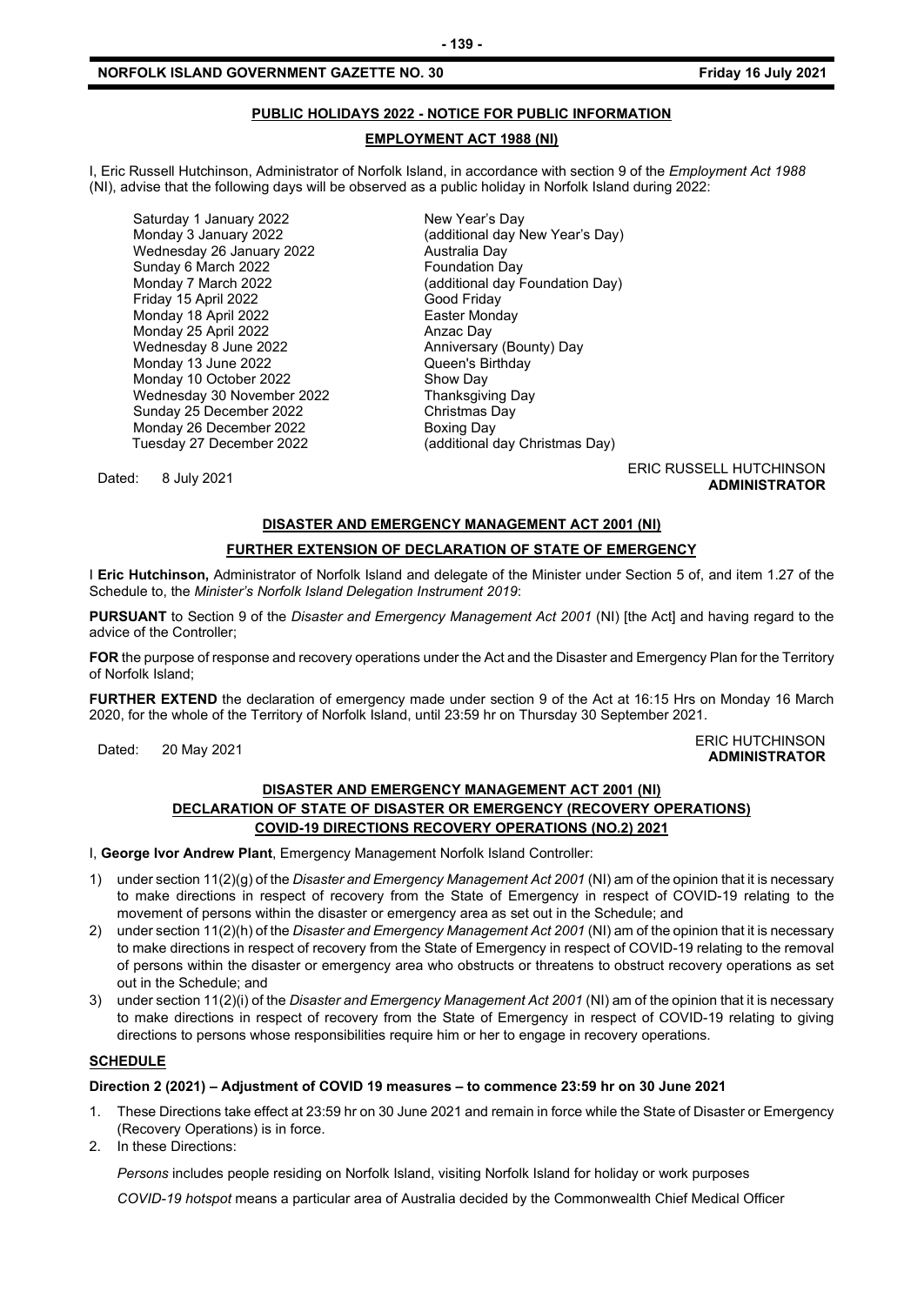## PUBLIC HOLIDAYS 2022 - NOTICE FOR PUBLIC INFORMATION

## EMPLOYMENT ACT 1988 (NI)

I, Eric Russell Hutchinson, Administrator of Norfolk Island, in accordance with section 9 of the *Employment Act 1988* (NI), advise that the following days will be observed as a public holiday in Norfolk Island during 2022:

| | |
|---|---|
| Saturday 1 January 2022 | New Year's Day |
| Monday 3 January 2022 | (additional day New Year's Day) |
| Wednesday 26 January 2022 | Australia Day |
| Sunday 6 March 2022 | Foundation Day |
| Monday 7 March 2022 | (additional day Foundation Day) |
| Friday 15 April 2022 | Good Friday |
| Monday 18 April 2022 | Easter Monday |
| Monday 25 April 2022 | Anzac Day |
| Wednesday 8 June 2022 | Anniversary (Bounty) Day |
| Monday 13 June 2022 | Queen's Birthday |
| Monday 10 October 2022 | Show Day |
| Wednesday 30 November 2022 | Thanksgiving Day |
| Sunday 25 December 2022 | Christmas Day |
| Monday 26 December 2022 | Boxing Day |
| Tuesday 27 December 2022 | (additional day Christmas Day) |

Dated: 8 July 2021

ERIC RUSSELL HUTCHINSON
**ADMINISTRATOR**

## DISASTER AND EMERGENCY MANAGEMENT ACT 2001 (NI)

## FURTHER EXTENSION OF DECLARATION OF STATE OF EMERGENCY

I **Eric Hutchinson,** Administrator of Norfolk Island and delegate of the Minister under Section 5 of, and item 1.27 of the Schedule to, the *Minister's Norfolk Island Delegation Instrument 2019*:

**PURSUANT** to Section 9 of the *Disaster and Emergency Management Act 2001* (NI) [the Act] and having regard to the advice of the Controller;

**FOR** the purpose of response and recovery operations under the Act and the Disaster and Emergency Plan for the Territory of Norfolk Island;

**FURTHER EXTEND** the declaration of emergency made under section 9 of the Act at 16:15 Hrs on Monday 16 March 2020, for the whole of the Territory of Norfolk Island, until 23:59 hr on Thursday 30 September 2021.

Dated: 20 May 2021

ERIC HUTCHINSON
**ADMINISTRATOR**

## DISASTER AND EMERGENCY MANAGEMENT ACT 2001 (NI)
## DECLARATION OF STATE OF DISASTER OR EMERGENCY (RECOVERY OPERATIONS)
## COVID-19 DIRECTIONS RECOVERY OPERATIONS (NO.2) 2021

I, **George Ivor Andrew Plant**, Emergency Management Norfolk Island Controller:

1) under section 11(2)(g) of the *Disaster and Emergency Management Act 2001* (NI) am of the opinion that it is necessary to make directions in respect of recovery from the State of Emergency in respect of COVID-19 relating to the movement of persons within the disaster or emergency area as set out in the Schedule; and
2) under section 11(2)(h) of the *Disaster and Emergency Management Act 2001* (NI) am of the opinion that it is necessary to make directions in respect of recovery from the State of Emergency in respect of COVID-19 relating to the removal of persons within the disaster or emergency area who obstructs or threatens to obstruct recovery operations as set out in the Schedule; and
3) under section 11(2)(i) of the *Disaster and Emergency Management Act 2001* (NI) am of the opinion that it is necessary to make directions in respect of recovery from the State of Emergency in respect of COVID-19 relating to giving directions to persons whose responsibilities require him or her to engage in recovery operations.

### SCHEDULE

**Direction 2 (2021) – Adjustment of COVID 19 measures – to commence 23:59 hr on 30 June 2021**

1. These Directions take effect at 23:59 hr on 30 June 2021 and remain in force while the State of Disaster or Emergency (Recovery Operations) is in force.
2. In these Directions:

   *Persons* includes people residing on Norfolk Island, visiting Norfolk Island for holiday or work purposes

   *COVID-19 hotspot* means a particular area of Australia decided by the Commonwealth Chief Medical Officer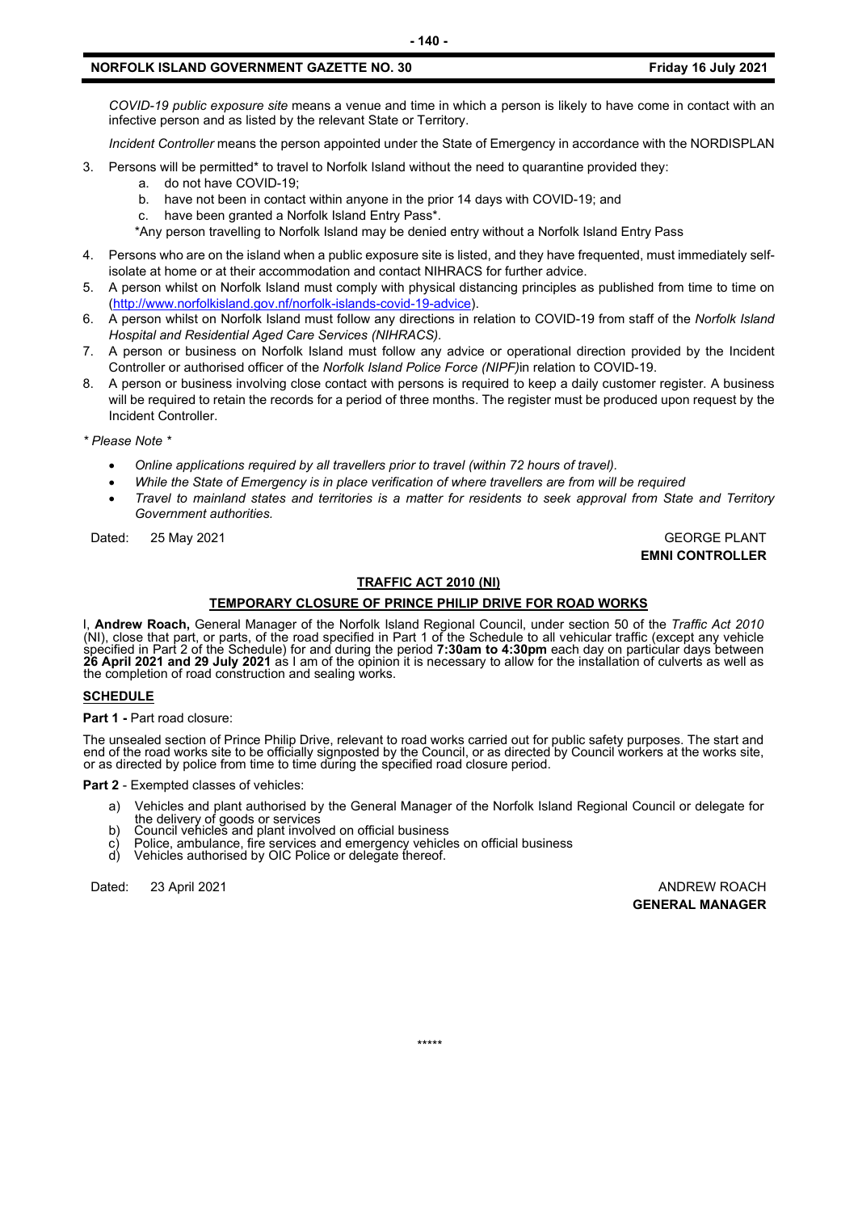*COVID-19 public exposure site* means a venue and time in which a person is likely to have come in contact with an infective person and as listed by the relevant State or Territory.

*Incident Controller* means the person appointed under the State of Emergency in accordance with the NORDISPLAN

3. Persons will be permitted* to travel to Norfolk Island without the need to quarantine provided they:
   a. do not have COVID-19;
   b. have not been in contact within anyone in the prior 14 days with COVID-19; and
   c. have been granted a Norfolk Island Entry Pass*.

   *Any person travelling to Norfolk Island may be denied entry without a Norfolk Island Entry Pass
4. Persons who are on the island when a public exposure site is listed, and they have frequented, must immediately self-isolate at home or at their accommodation and contact NIHRACS for further advice.
5. A person whilst on Norfolk Island must comply with physical distancing principles as published from time to time on (http://www.norfolkisland.gov.nf/norfolk-islands-covid-19-advice).
6. A person whilst on Norfolk Island must follow any directions in relation to COVID-19 from staff of the *Norfolk Island Hospital and Residential Aged Care Services (NIHRACS).*
7. A person or business on Norfolk Island must follow any advice or operational direction provided by the Incident Controller or authorised officer of the *Norfolk Island Police Force (NIPF)*in relation to COVID-19.
8. A person or business involving close contact with persons is required to keep a daily customer register. A business will be required to retain the records for a period of three months. The register must be produced upon request by the Incident Controller.

*\* Please Note \**

- *Online applications required by all travellers prior to travel (within 72 hours of travel).*
- *While the State of Emergency is in place verification of where travellers are from will be required*
- *Travel to mainland states and territories is a matter for residents to seek approval from State and Territory Government authorities.*

Dated: 25 May 2021

GEORGE PLANT
**EMNI CONTROLLER**

## TRAFFIC ACT 2010 (NI)

### TEMPORARY CLOSURE OF PRINCE PHILIP DRIVE FOR ROAD WORKS

I, **Andrew Roach,** General Manager of the Norfolk Island Regional Council, under section 50 of the *Traffic Act 2010* (NI), close that part, or parts, of the road specified in Part 1 of the Schedule to all vehicular traffic (except any vehicle specified in Part 2 of the Schedule) for and during the period **7:30am to 4:30pm** each day on particular days between **26 April 2021 and 29 July 2021** as I am of the opinion it is necessary to allow for the installation of culverts as well as the completion of road construction and sealing works.

**SCHEDULE**

**Part 1 -** Part road closure:

The unsealed section of Prince Philip Drive, relevant to road works carried out for public safety purposes. The start and end of the road works site to be officially signposted by the Council, or as directed by Council workers at the works site, or as directed by police from time to time during the specified road closure period.

**Part 2** - Exempted classes of vehicles:

a) Vehicles and plant authorised by the General Manager of the Norfolk Island Regional Council or delegate for the delivery of goods or services
b) Council vehicles and plant involved on official business
c) Police, ambulance, fire services and emergency vehicles on official business
d) Vehicles authorised by OIC Police or delegate thereof.

Dated: 23 April 2021

ANDREW ROACH
**GENERAL MANAGER**

*****